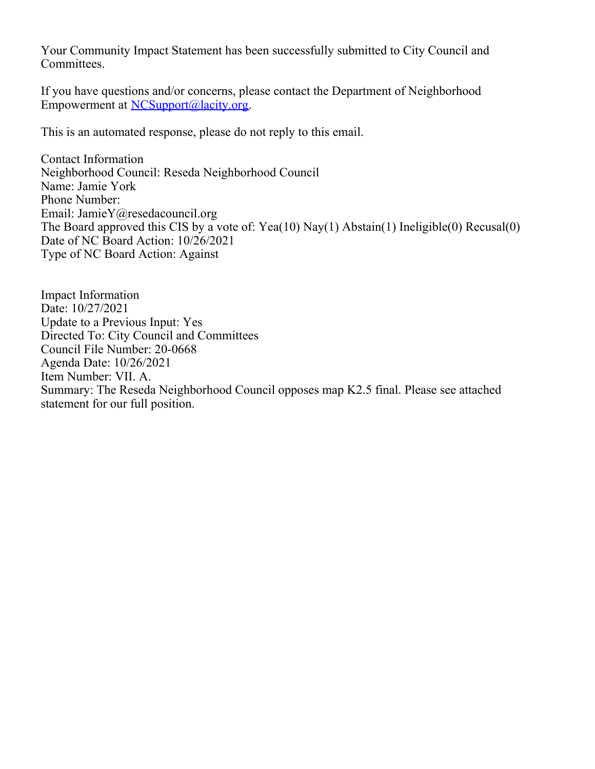Your Community Impact Statement has been successfully submitted to City Council and Committees.

If you have questions and/or concerns, please contact the Department of Neighborhood Empowerment at [NCSupport@lacity.org](mailto:NCSupport@lacity.org).

This is an automated response, please do not reply to this email.

Contact Information
Neighborhood Council: Reseda Neighborhood Council
Name: Jamie York
Phone Number:
Email: JamieY@resedacouncil.org
The Board approved this CIS by a vote of: Yea(10) Nay(1) Abstain(1) Ineligible(0) Recusal(0)
Date of NC Board Action: 10/26/2021
Type of NC Board Action: Against

Impact Information
Date: 10/27/2021
Update to a Previous Input: Yes
Directed To: City Council and Committees
Council File Number: 20-0668
Agenda Date: 10/26/2021
Item Number: VII. A.
Summary: The Reseda Neighborhood Council opposes map K2.5 final. Please see attached statement for our full position.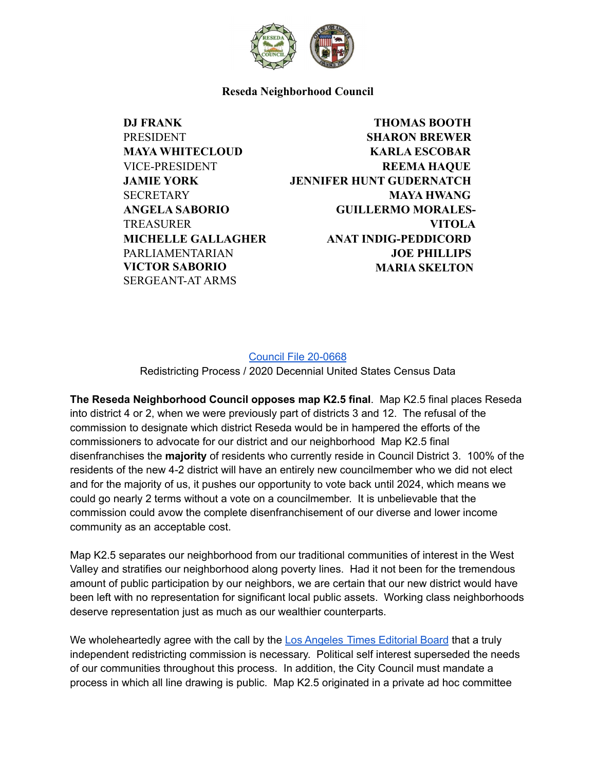**Reseda Neighborhood Council**

| | |
|---|---|
| **DJ FRANK** | **THOMAS BOOTH** |
| PRESIDENT | **SHARON BREWER** |
| **MAYA WHITECLOUD** | **KARLA ESCOBAR** |
| VICE-PRESIDENT | **REEMA HAQUE** |
| **JAMIE YORK** | **JENNIFER HUNT GUDERNATCH** |
| SECRETARY | **MAYA HWANG** |
| **ANGELA SABORIO** | **GUILLERMO MORALES-VITOLA** |
| TREASURER | **ANAT INDIG-PEDDICORD** |
| **MICHELLE GALLAGHER** | **JOE PHILLIPS** |
| PARLIAMENTARIAN | **MARIA SKELTON** |
| **VICTOR SABORIO** | |
| SERGEANT-AT ARMS | |

Council File 20-0668
Redistricting Process / 2020 Decennial United States Census Data

**The Reseda Neighborhood Council opposes map K2.5 final**. Map K2.5 final places Reseda into district 4 or 2, when we were previously part of districts 3 and 12. The refusal of the commission to designate which district Reseda would be in hampered the efforts of the commissioners to advocate for our district and our neighborhood Map K2.5 final disenfranchises the **majority** of residents who currently reside in Council District 3. 100% of the residents of the new 4-2 district will have an entirely new councilmember who we did not elect and for the majority of us, it pushes our opportunity to vote back until 2024, which means we could go nearly 2 terms without a vote on a councilmember. It is unbelievable that the commission could avow the complete disenfranchisement of our diverse and lower income community as an acceptable cost.

Map K2.5 separates our neighborhood from our traditional communities of interest in the West Valley and stratifies our neighborhood along poverty lines. Had it not been for the tremendous amount of public participation by our neighbors, we are certain that our new district would have been left with no representation for significant local public assets. Working class neighborhoods deserve representation just as much as our wealthier counterparts.

We wholeheartedly agree with the call by the Los Angeles Times Editorial Board that a truly independent redistricting commission is necessary. Political self interest superseded the needs of our communities throughout this process. In addition, the City Council must mandate a process in which all line drawing is public. Map K2.5 originated in a private ad hoc committee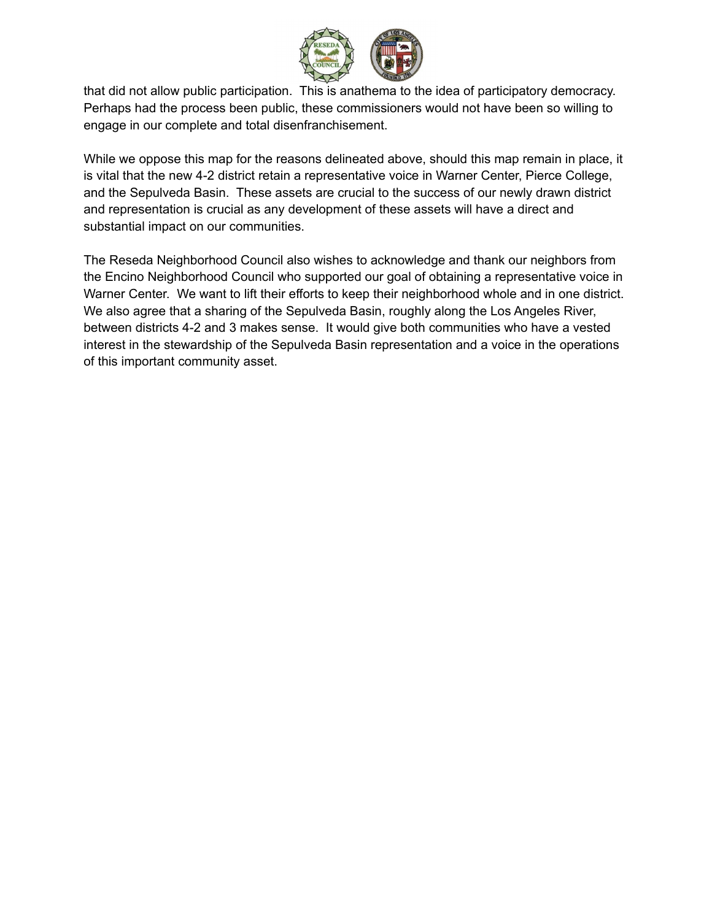that did not allow public participation. This is anathema to the idea of participatory democracy. Perhaps had the process been public, these commissioners would not have been so willing to engage in our complete and total disenfranchisement.

While we oppose this map for the reasons delineated above, should this map remain in place, it is vital that the new 4-2 district retain a representative voice in Warner Center, Pierce College, and the Sepulveda Basin. These assets are crucial to the success of our newly drawn district and representation is crucial as any development of these assets will have a direct and substantial impact on our communities.

The Reseda Neighborhood Council also wishes to acknowledge and thank our neighbors from the Encino Neighborhood Council who supported our goal of obtaining a representative voice in Warner Center. We want to lift their efforts to keep their neighborhood whole and in one district. We also agree that a sharing of the Sepulveda Basin, roughly along the Los Angeles River, between districts 4-2 and 3 makes sense. It would give both communities who have a vested interest in the stewardship of the Sepulveda Basin representation and a voice in the operations of this important community asset.